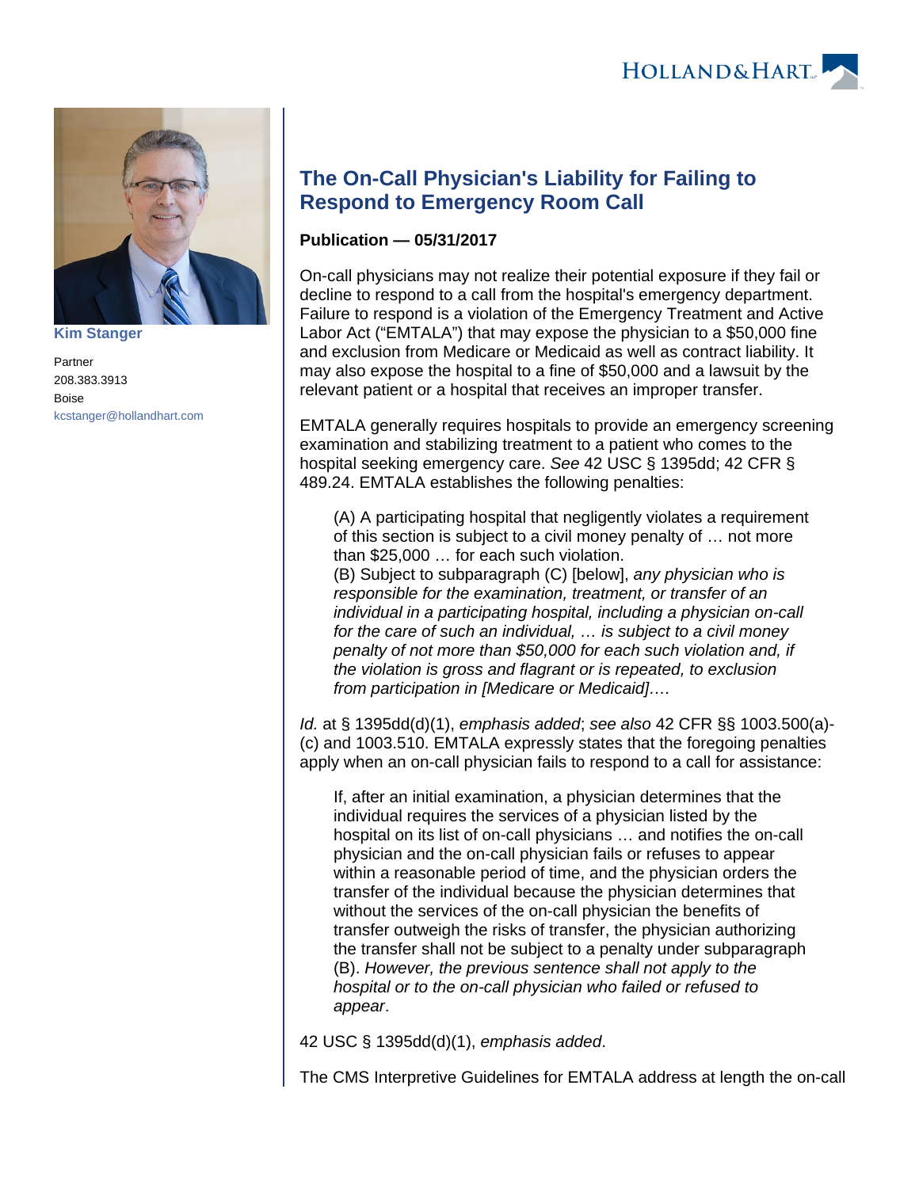Kim Stanger

Partner
208.383.3913
Boise
kcstanger@hollandhart.com

# The On-Call Physician's Liability for Failing to Respond to Emergency Room Call

**Publication — 05/31/2017**

On-call physicians may not realize their potential exposure if they fail or decline to respond to a call from the hospital's emergency department. Failure to respond is a violation of the Emergency Treatment and Active Labor Act ("EMTALA") that may expose the physician to a $50,000 fine and exclusion from Medicare or Medicaid as well as contract liability. It may also expose the hospital to a fine of $50,000 and a lawsuit by the relevant patient or a hospital that receives an improper transfer.

EMTALA generally requires hospitals to provide an emergency screening examination and stabilizing treatment to a patient who comes to the hospital seeking emergency care. *See* 42 USC § 1395dd; 42 CFR § 489.24. EMTALA establishes the following penalties:

> (A) A participating hospital that negligently violates a requirement of this section is subject to a civil money penalty of … not more than $25,000 … for each such violation.
> (B) Subject to subparagraph (C) [below], *any physician who is responsible for the examination, treatment, or transfer of an individual in a participating hospital, including a physician on-call for the care of such an individual, … is subject to a civil money penalty of not more than $50,000 for each such violation and, if the violation is gross and flagrant or is repeated, to exclusion from participation in [Medicare or Medicaid]….*

*Id.* at § 1395dd(d)(1), *emphasis added*; *see also* 42 CFR §§ 1003.500(a)-(c) and 1003.510. EMTALA expressly states that the foregoing penalties apply when an on-call physician fails to respond to a call for assistance:

> If, after an initial examination, a physician determines that the individual requires the services of a physician listed by the hospital on its list of on-call physicians … and notifies the on-call physician and the on-call physician fails or refuses to appear within a reasonable period of time, and the physician orders the transfer of the individual because the physician determines that without the services of the on-call physician the benefits of transfer outweigh the risks of transfer, the physician authorizing the transfer shall not be subject to a penalty under subparagraph (B). *However, the previous sentence shall not apply to the hospital or to the on-call physician who failed or refused to appear*.

42 USC § 1395dd(d)(1), *emphasis added*.

The CMS Interpretive Guidelines for EMTALA address at length the on-call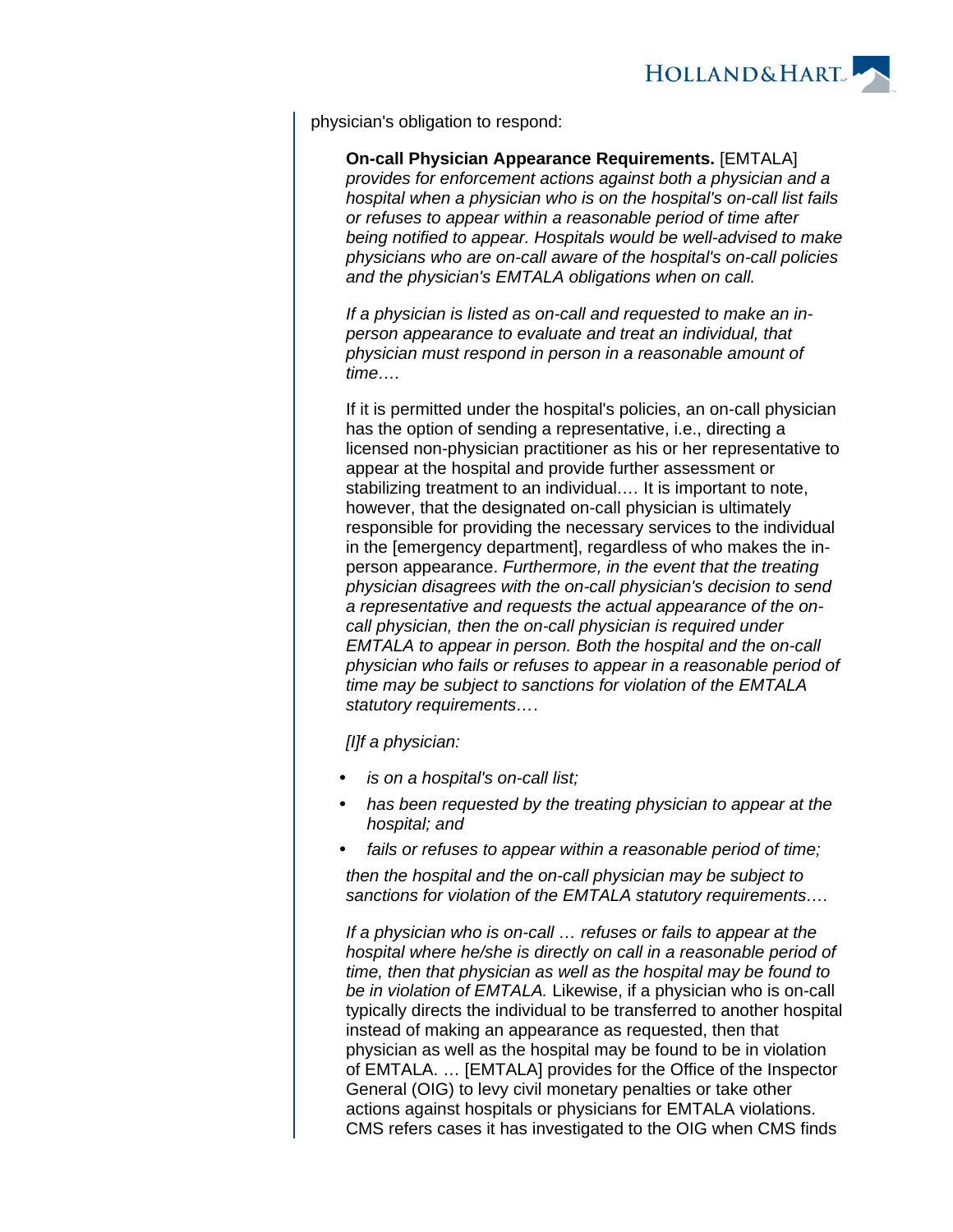physician's obligation to respond:

> **On-call Physician Appearance Requirements.** [EMTALA] *provides for enforcement actions against both a physician and a hospital when a physician who is on the hospital's on-call list fails or refuses to appear within a reasonable period of time after being notified to appear. Hospitals would be well-advised to make physicians who are on-call aware of the hospital's on-call policies and the physician's EMTALA obligations when on call.*
>
> *If a physician is listed as on-call and requested to make an in-person appearance to evaluate and treat an individual, that physician must respond in person in a reasonable amount of time….*
>
> If it is permitted under the hospital's policies, an on-call physician has the option of sending a representative, i.e., directing a licensed non-physician practitioner as his or her representative to appear at the hospital and provide further assessment or stabilizing treatment to an individual.… It is important to note, however, that the designated on-call physician is ultimately responsible for providing the necessary services to the individual in the [emergency department], regardless of who makes the in-person appearance. *Furthermore, in the event that the treating physician disagrees with the on-call physician's decision to send a representative and requests the actual appearance of the on-call physician, then the on-call physician is required under EMTALA to appear in person. Both the hospital and the on-call physician who fails or refuses to appear in a reasonable period of time may be subject to sanctions for violation of the EMTALA statutory requirements….*
>
> *[I]f a physician:*
>
> - *is on a hospital's on-call list;*
> - *has been requested by the treating physician to appear at the hospital; and*
> - *fails or refuses to appear within a reasonable period of time;*
>
> *then the hospital and the on-call physician may be subject to sanctions for violation of the EMTALA statutory requirements….*
>
> *If a physician who is on-call … refuses or fails to appear at the hospital where he/she is directly on call in a reasonable period of time, then that physician as well as the hospital may be found to be in violation of EMTALA.* Likewise, if a physician who is on-call typically directs the individual to be transferred to another hospital instead of making an appearance as requested, then that physician as well as the hospital may be found to be in violation of EMTALA. … [EMTALA] provides for the Office of the Inspector General (OIG) to levy civil monetary penalties or take other actions against hospitals or physicians for EMTALA violations. CMS refers cases it has investigated to the OIG when CMS finds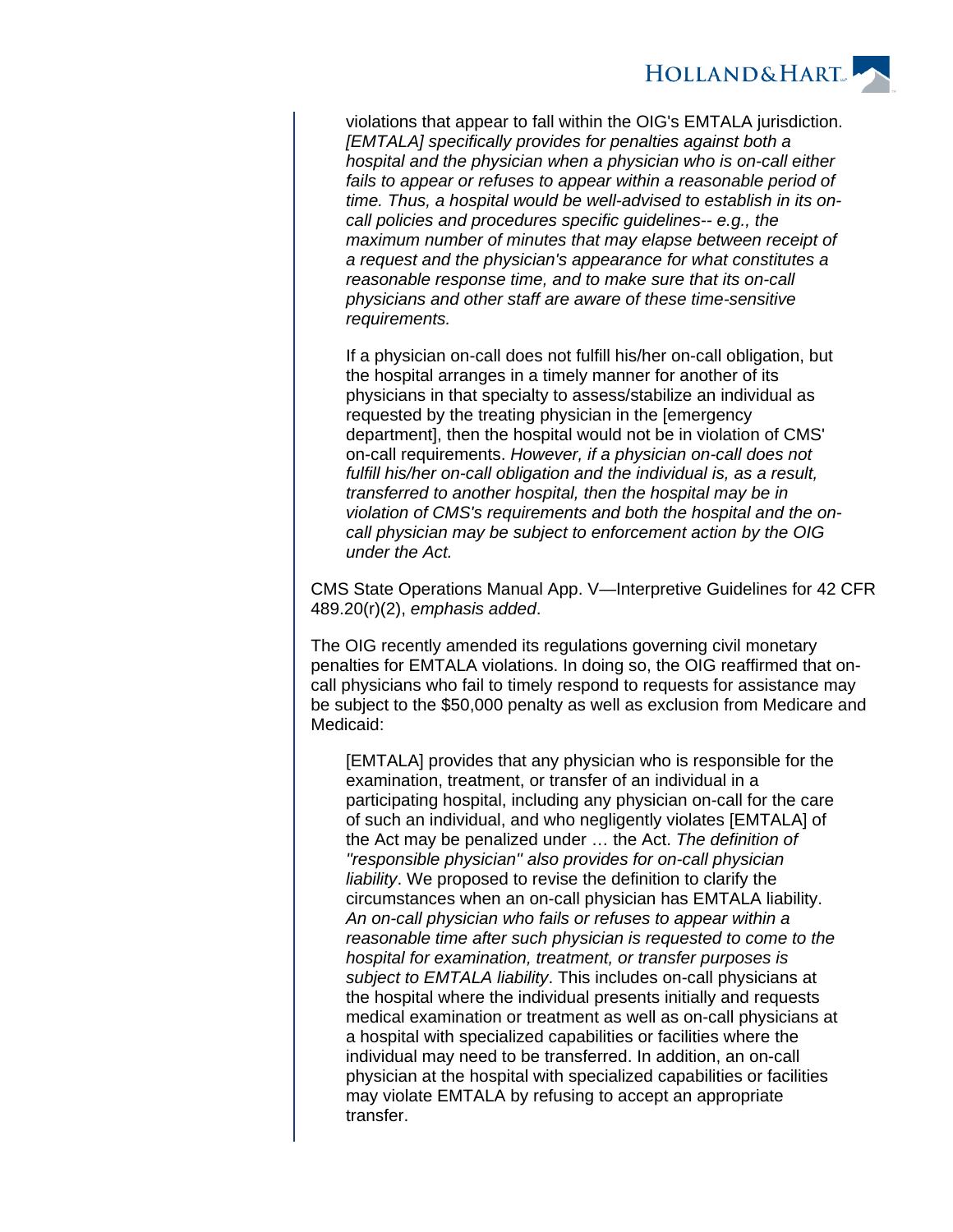> violations that appear to fall within the OIG's EMTALA jurisdiction. *[EMTALA] specifically provides for penalties against both a hospital and the physician when a physician who is on-call either fails to appear or refuses to appear within a reasonable period of time. Thus, a hospital would be well-advised to establish in its on-call policies and procedures specific guidelines-- e.g., the maximum number of minutes that may elapse between receipt of a request and the physician's appearance for what constitutes a reasonable response time, and to make sure that its on-call physicians and other staff are aware of these time-sensitive requirements.*
>
> If a physician on-call does not fulfill his/her on-call obligation, but the hospital arranges in a timely manner for another of its physicians in that specialty to assess/stabilize an individual as requested by the treating physician in the [emergency department], then the hospital would not be in violation of CMS' on-call requirements. *However, if a physician on-call does not fulfill his/her on-call obligation and the individual is, as a result, transferred to another hospital, then the hospital may be in violation of CMS's requirements and both the hospital and the on-call physician may be subject to enforcement action by the OIG under the Act.*

CMS State Operations Manual App. V—Interpretive Guidelines for 42 CFR 489.20(r)(2), *emphasis added*.

The OIG recently amended its regulations governing civil monetary penalties for EMTALA violations. In doing so, the OIG reaffirmed that on-call physicians who fail to timely respond to requests for assistance may be subject to the $50,000 penalty as well as exclusion from Medicare and Medicaid:

> [EMTALA] provides that any physician who is responsible for the examination, treatment, or transfer of an individual in a participating hospital, including any physician on-call for the care of such an individual, and who negligently violates [EMTALA] of the Act may be penalized under … the Act. *The definition of "responsible physician" also provides for on-call physician liability*. We proposed to revise the definition to clarify the circumstances when an on-call physician has EMTALA liability. *An on-call physician who fails or refuses to appear within a reasonable time after such physician is requested to come to the hospital for examination, treatment, or transfer purposes is subject to EMTALA liability*. This includes on-call physicians at the hospital where the individual presents initially and requests medical examination or treatment as well as on-call physicians at a hospital with specialized capabilities or facilities where the individual may need to be transferred. In addition, an on-call physician at the hospital with specialized capabilities or facilities may violate EMTALA by refusing to accept an appropriate transfer.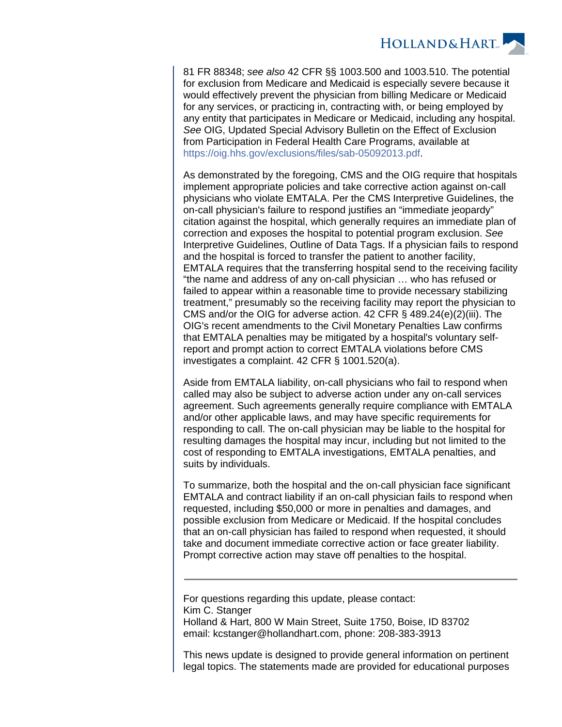81 FR 88348; *see also* 42 CFR §§ 1003.500 and 1003.510. The potential for exclusion from Medicare and Medicaid is especially severe because it would effectively prevent the physician from billing Medicare or Medicaid for any services, or practicing in, contracting with, or being employed by any entity that participates in Medicare or Medicaid, including any hospital. *See* OIG, Updated Special Advisory Bulletin on the Effect of Exclusion from Participation in Federal Health Care Programs, available at https://oig.hhs.gov/exclusions/files/sab-05092013.pdf.

As demonstrated by the foregoing, CMS and the OIG require that hospitals implement appropriate policies and take corrective action against on-call physicians who violate EMTALA. Per the CMS Interpretive Guidelines, the on-call physician's failure to respond justifies an "immediate jeopardy" citation against the hospital, which generally requires an immediate plan of correction and exposes the hospital to potential program exclusion. *See* Interpretive Guidelines, Outline of Data Tags. If a physician fails to respond and the hospital is forced to transfer the patient to another facility, EMTALA requires that the transferring hospital send to the receiving facility "the name and address of any on-call physician … who has refused or failed to appear within a reasonable time to provide necessary stabilizing treatment," presumably so the receiving facility may report the physician to CMS and/or the OIG for adverse action. 42 CFR § 489.24(e)(2)(iii). The OIG's recent amendments to the Civil Monetary Penalties Law confirms that EMTALA penalties may be mitigated by a hospital's voluntary self-report and prompt action to correct EMTALA violations before CMS investigates a complaint. 42 CFR § 1001.520(a).

Aside from EMTALA liability, on-call physicians who fail to respond when called may also be subject to adverse action under any on-call services agreement. Such agreements generally require compliance with EMTALA and/or other applicable laws, and may have specific requirements for responding to call. The on-call physician may be liable to the hospital for resulting damages the hospital may incur, including but not limited to the cost of responding to EMTALA investigations, EMTALA penalties, and suits by individuals.

To summarize, both the hospital and the on-call physician face significant EMTALA and contract liability if an on-call physician fails to respond when requested, including $50,000 or more in penalties and damages, and possible exclusion from Medicare or Medicaid. If the hospital concludes that an on-call physician has failed to respond when requested, it should take and document immediate corrective action or face greater liability. Prompt corrective action may stave off penalties to the hospital.

---

For questions regarding this update, please contact:
Kim C. Stanger
Holland & Hart, 800 W Main Street, Suite 1750, Boise, ID 83702
email: kcstanger@hollandhart.com, phone: 208-383-3913

This news update is designed to provide general information on pertinent legal topics. The statements made are provided for educational purposes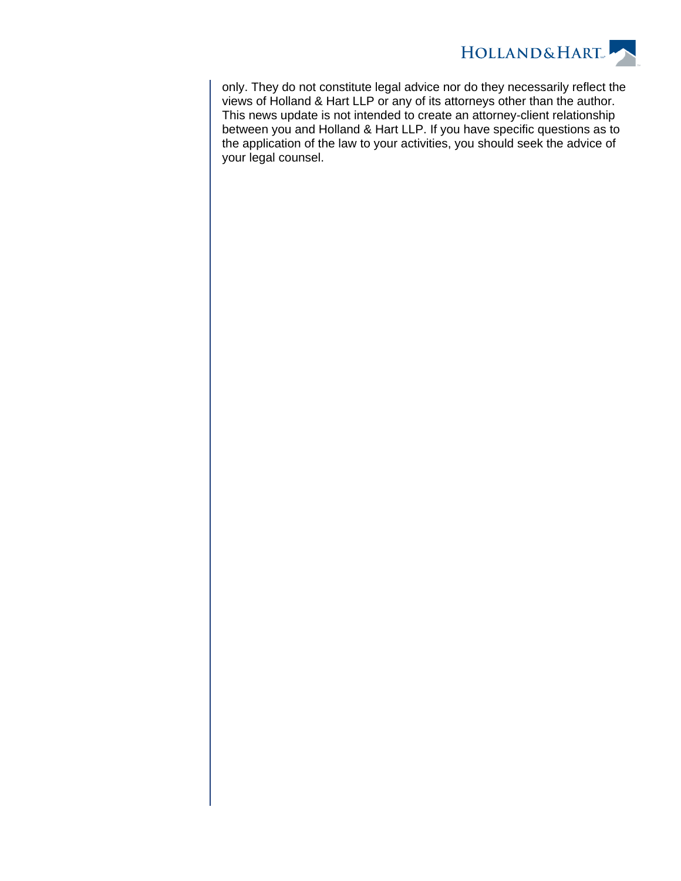only. They do not constitute legal advice nor do they necessarily reflect the views of Holland & Hart LLP or any of its attorneys other than the author. This news update is not intended to create an attorney-client relationship between you and Holland & Hart LLP. If you have specific questions as to the application of the law to your activities, you should seek the advice of your legal counsel.